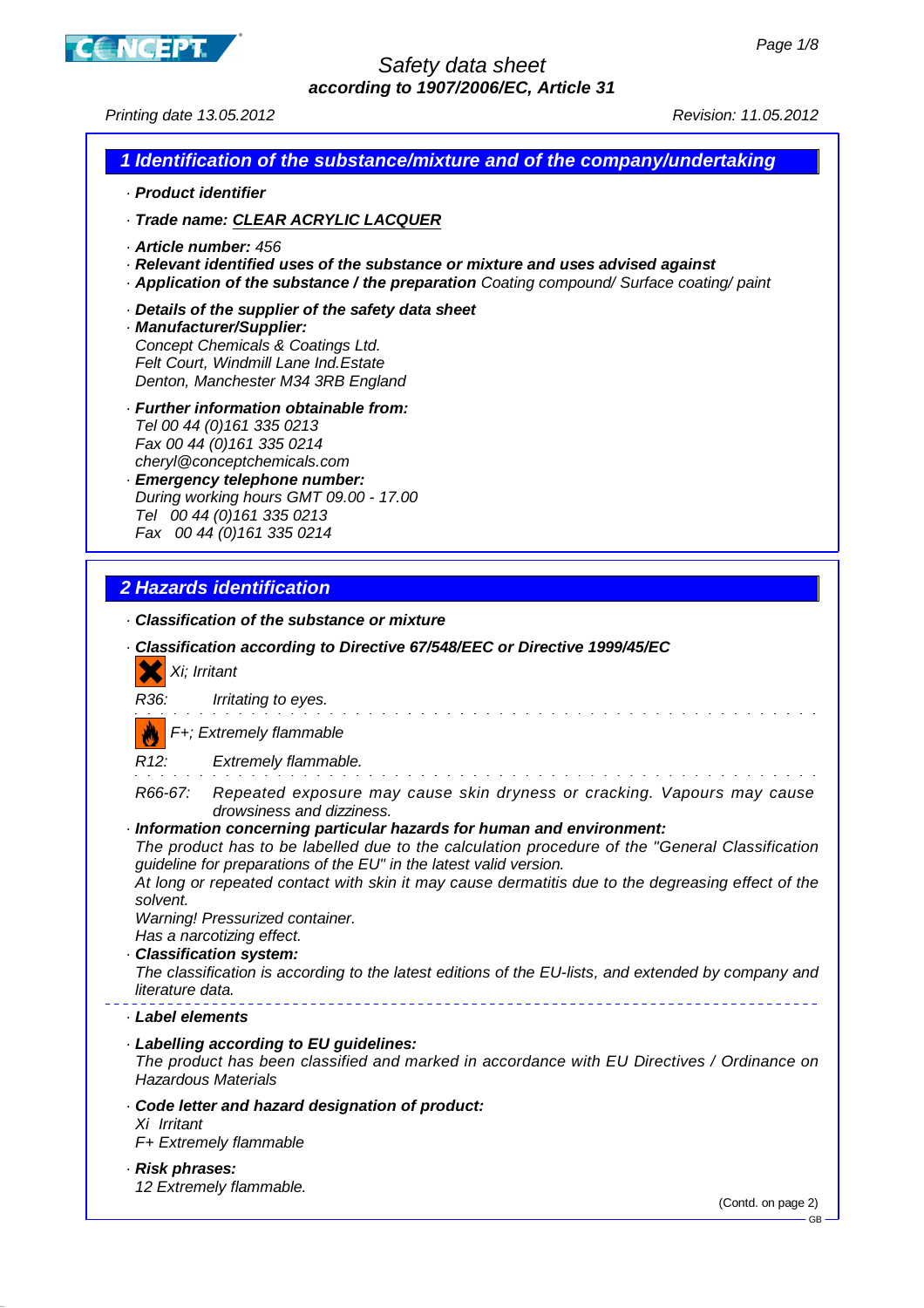# Safety data sheet

**according to 1907/2006/EC, Article 31**

Printing date 13.05.2012 Revision: 11.05.2012

## 1 Identification of the substance/mixture and of the company/undertaking

- **Product identifier**
- **Trade name: CLEAR ACRYLIC LACQUER**
- **Article number:** 456
- **Relevant identified uses of the substance or mixture and uses advised against**
- **Application of the substance / the preparation** Coating compound/ Surface coating/ paint
- **Details of the supplier of the safety data sheet**
- **Manufacturer/Supplier:**
  Concept Chemicals & Coatings Ltd.
  Felt Court, Windmill Lane Ind.Estate
  Denton, Manchester M34 3RB England
- **Further information obtainable from:**
  Tel 00 44 (0)161 335 0213
  Fax 00 44 (0)161 335 0214
  cheryl@conceptchemicals.com
- **Emergency telephone number:**
  During working hours GMT 09.00 - 17.00
  Tel 00 44 (0)161 335 0213
  Fax 00 44 (0)161 335 0214

## 2 Hazards identification

- **Classification of the substance or mixture**
- **Classification according to Directive 67/548/EEC or Directive 1999/45/EC**

Xi; Irritant

R36: Irritating to eyes.

F+; Extremely flammable

R12: Extremely flammable.

R66-67: Repeated exposure may cause skin dryness or cracking. Vapours may cause drowsiness and dizziness.

- **Information concerning particular hazards for human and environment:**
  The product has to be labelled due to the calculation procedure of the "General Classification guideline for preparations of the EU" in the latest valid version.
  At long or repeated contact with skin it may cause dermatitis due to the degreasing effect of the solvent.
  Warning! Pressurized container.
  Has a narcotizing effect.
- **Classification system:**
  The classification is according to the latest editions of the EU-lists, and extended by company and literature data.

- **Label elements**
- **Labelling according to EU guidelines:**
  The product has been classified and marked in accordance with EU Directives / Ordinance on Hazardous Materials
- **Code letter and hazard designation of product:**
  Xi Irritant
  F+ Extremely flammable
- **Risk phrases:**
  12 Extremely flammable.

(Contd. on page 2)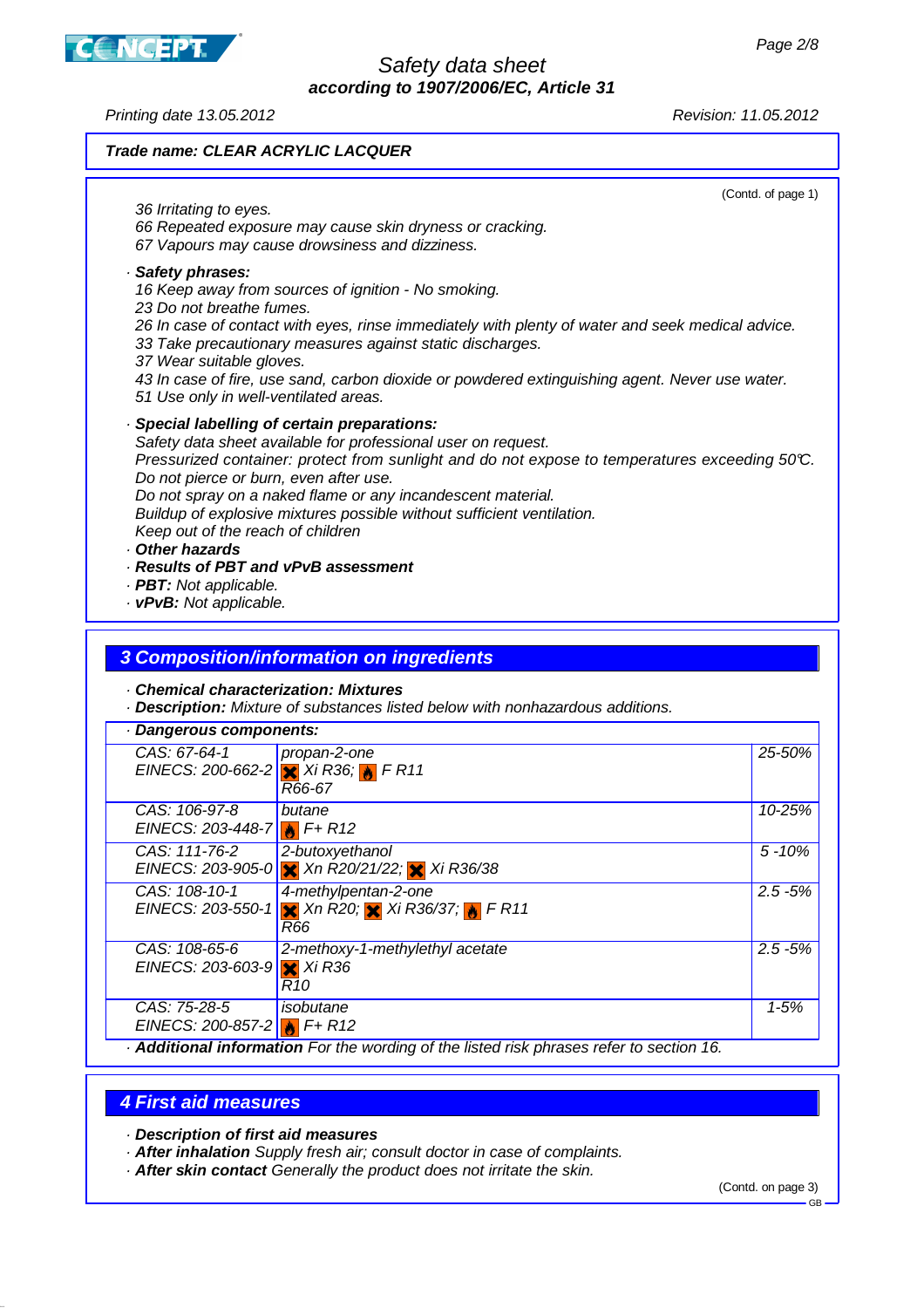**Trade name: CLEAR ACRYLIC LACQUER**

(Contd. of page 1)

36 Irritating to eyes.
66 Repeated exposure may cause skin dryness or cracking.
67 Vapours may cause drowsiness and dizziness.

· **Safety phrases:**
16 Keep away from sources of ignition - No smoking.
23 Do not breathe fumes.
26 In case of contact with eyes, rinse immediately with plenty of water and seek medical advice.
33 Take precautionary measures against static discharges.
37 Wear suitable gloves.
43 In case of fire, use sand, carbon dioxide or powdered extinguishing agent. Never use water.
51 Use only in well-ventilated areas.

· **Special labelling of certain preparations:**
Safety data sheet available for professional user on request.
Pressurized container: protect from sunlight and do not expose to temperatures exceeding 50°C.
Do not pierce or burn, even after use.
Do not spray on a naked flame or any incandescent material.
Buildup of explosive mixtures possible without sufficient ventilation.
Keep out of the reach of children

· **Other hazards**
· **Results of PBT and vPvB assessment**
· **PBT:** Not applicable.
· **vPvB:** Not applicable.

## 3 Composition/information on ingredients

· **Chemical characterization: Mixtures**
· **Description:** Mixture of substances listed below with nonhazardous additions.

· **Dangerous components:**

| | | |
|---|---|---|
| CAS: 67-64-1<br>EINECS: 200-662-2 | propan-2-one<br>Xi R36; F R11<br>R66-67 | 25-50% |
| CAS: 106-97-8<br>EINECS: 203-448-7 | butane<br>F+ R12 | 10-25% |
| CAS: 111-76-2<br>EINECS: 203-905-0 | 2-butoxyethanol<br>Xn R20/21/22; Xi R36/38 | 5 -10% |
| CAS: 108-10-1<br>EINECS: 203-550-1 | 4-methylpentan-2-one<br>Xn R20; Xi R36/37; F R11<br>R66 | 2.5 -5% |
| CAS: 108-65-6<br>EINECS: 203-603-9 | 2-methoxy-1-methylethyl acetate<br>Xi R36<br>R10 | 2.5 -5% |
| CAS: 75-28-5<br>EINECS: 200-857-2 | isobutane<br>F+ R12 | 1-5% |

· **Additional information** For the wording of the listed risk phrases refer to section 16.

## 4 First aid measures

· **Description of first aid measures**
· **After inhalation** Supply fresh air; consult doctor in case of complaints.
· **After skin contact** Generally the product does not irritate the skin.

(Contd. on page 3)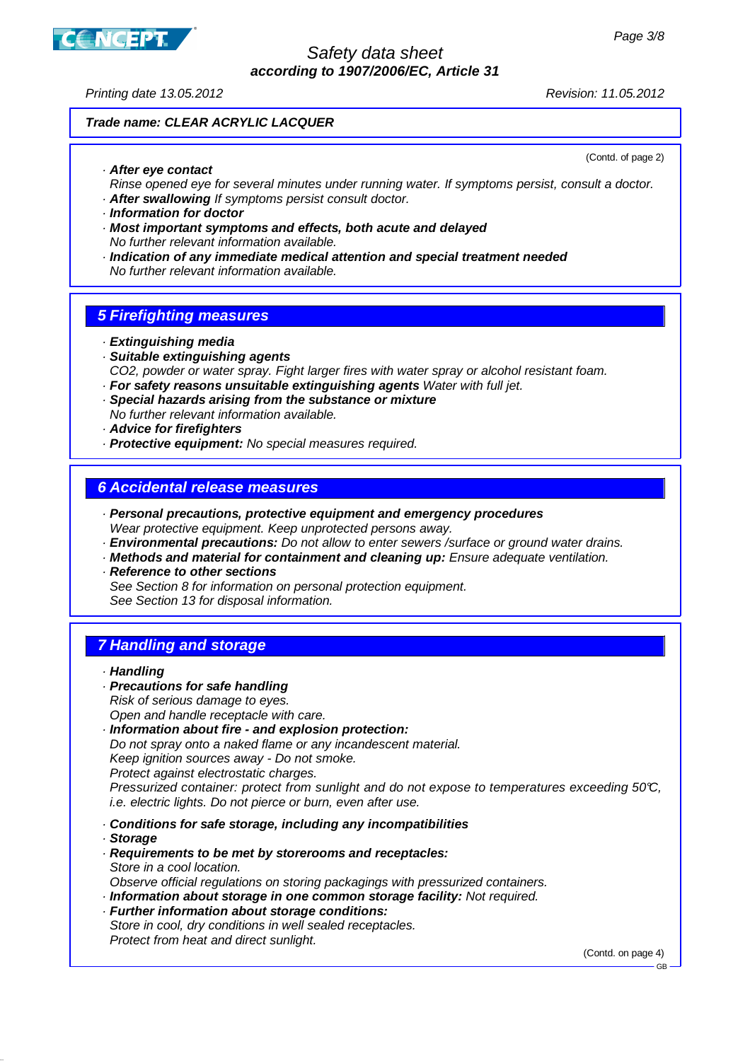**Trade name: CLEAR ACRYLIC LACQUER**

(Contd. of page 2)

· **After eye contact**
Rinse opened eye for several minutes under running water. If symptoms persist, consult a doctor.
· **After swallowing** If symptoms persist consult doctor.
· **Information for doctor**
· **Most important symptoms and effects, both acute and delayed**
No further relevant information available.
· **Indication of any immediate medical attention and special treatment needed**
No further relevant information available.

## 5 Firefighting measures

· **Extinguishing media**
· **Suitable extinguishing agents**
$CO_2$, powder or water spray. Fight larger fires with water spray or alcohol resistant foam.
· **For safety reasons unsuitable extinguishing agents** Water with full jet.
· **Special hazards arising from the substance or mixture**
No further relevant information available.
· **Advice for firefighters**
· **Protective equipment:** No special measures required.

## 6 Accidental release measures

· **Personal precautions, protective equipment and emergency procedures**
Wear protective equipment. Keep unprotected persons away.
· **Environmental precautions:** Do not allow to enter sewers /surface or ground water drains.
· **Methods and material for containment and cleaning up:** Ensure adequate ventilation.
· **Reference to other sections**
See Section 8 for information on personal protection equipment.
See Section 13 for disposal information.

## 7 Handling and storage

· **Handling**
· **Precautions for safe handling**
Risk of serious damage to eyes.
Open and handle receptacle with care.
· **Information about fire - and explosion protection:**
Do not spray onto a naked flame or any incandescent material.
Keep ignition sources away - Do not smoke.
Protect against electrostatic charges.
Pressurized container: protect from sunlight and do not expose to temperatures exceeding 50°C, i.e. electric lights. Do not pierce or burn, even after use.

· **Conditions for safe storage, including any incompatibilities**
· **Storage**
· **Requirements to be met by storerooms and receptacles:**
Store in a cool location.
Observe official regulations on storing packagings with pressurized containers.
· **Information about storage in one common storage facility:** Not required.
· **Further information about storage conditions:**
Store in cool, dry conditions in well sealed receptacles.
Protect from heat and direct sunlight.

(Contd. on page 4)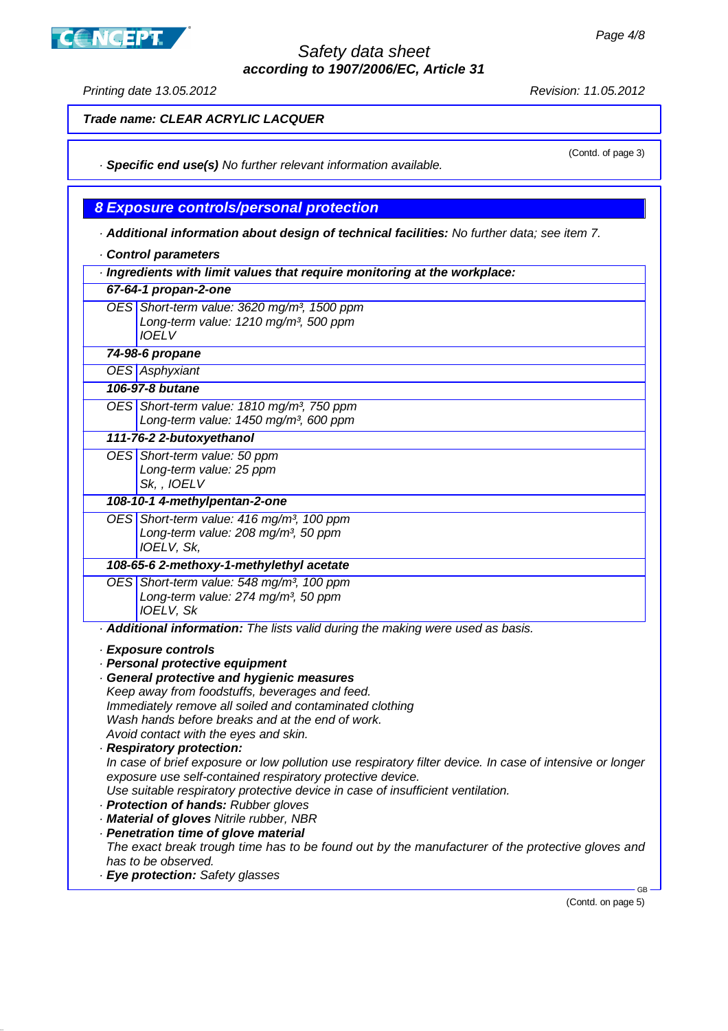**Trade name: CLEAR ACRYLIC LACQUER**

(Contd. of page 3)

· **Specific end use(s)** No further relevant information available.

## 8 Exposure controls/personal protection

· **Additional information about design of technical facilities:** No further data; see item 7.

· **Control parameters**

| · **Ingredients with limit values that require monitoring at the workplace:** | |
|---|---|
| **67-64-1 propan-2-one** | |
| OES | Short-term value: 3620 mg/m³, 1500 ppm<br>Long-term value: 1210 mg/m³, 500 ppm<br>IOELV |
| **74-98-6 propane** | |
| OES | Asphyxiant |
| **106-97-8 butane** | |
| OES | Short-term value: 1810 mg/m³, 750 ppm<br>Long-term value: 1450 mg/m³, 600 ppm |
| **111-76-2 2-butoxyethanol** | |
| OES | Short-term value: 50 ppm<br>Long-term value: 25 ppm<br>Sk, , IOELV |
| **108-10-1 4-methylpentan-2-one** | |
| OES | Short-term value: 416 mg/m³, 100 ppm<br>Long-term value: 208 mg/m³, 50 ppm<br>IOELV, Sk, |
| **108-65-6 2-methoxy-1-methylethyl acetate** | |
| OES | Short-term value: 548 mg/m³, 100 ppm<br>Long-term value: 274 mg/m³, 50 ppm<br>IOELV, Sk |

· **Additional information:** The lists valid during the making were used as basis.

· **Exposure controls**
· **Personal protective equipment**
· **General protective and hygienic measures**
Keep away from foodstuffs, beverages and feed.
Immediately remove all soiled and contaminated clothing
Wash hands before breaks and at the end of work.
Avoid contact with the eyes and skin.
· **Respiratory protection:**
In case of brief exposure or low pollution use respiratory filter device. In case of intensive or longer exposure use self-contained respiratory protective device.
Use suitable respiratory protective device in case of insufficient ventilation.
· **Protection of hands:** Rubber gloves
· **Material of gloves** Nitrile rubber, NBR
· **Penetration time of glove material**
The exact break trough time has to be found out by the manufacturer of the protective gloves and has to be observed.
· **Eye protection:** Safety glasses

(Contd. on page 5)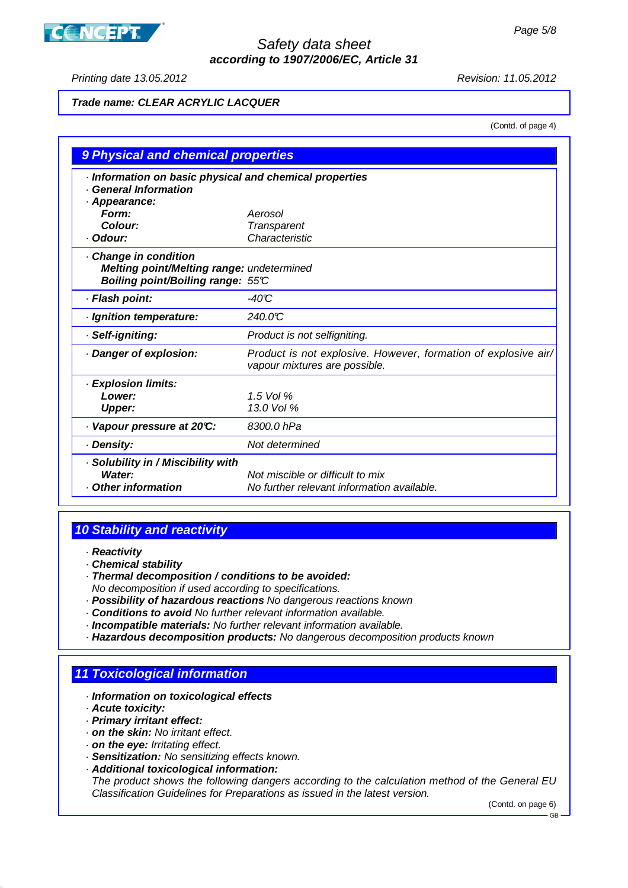Trade name: **CLEAR ACRYLIC LACQUER**

(Contd. of page 4)

## 9 Physical and chemical properties

· **Information on basic physical and chemical properties**
· **General Information**
· **Appearance:**

| | |
|---|---|
| **Form:** | Aerosol |
| **Colour:** | Transparent |
| · **Odour:** | Characteristic |
| · **Change in condition** | |
| **Melting point/Melting range:** | undetermined |
| **Boiling point/Boiling range:** | 55°C |
| · **Flash point:** | -40°C |
| · **Ignition temperature:** | 240.0°C |
| · **Self-igniting:** | Product is not selfigniting. |
| · **Danger of explosion:** | Product is not explosive. However, formation of explosive air/vapour mixtures are possible. |
| · **Explosion limits:** | |
| **Lower:** | 1.5 Vol % |
| **Upper:** | 13.0 Vol % |
| · **Vapour pressure at 20°C:** | 8300.0 hPa |
| · **Density:** | Not determined |
| · **Solubility in / Miscibility with** | |
| **Water:** | Not miscible or difficult to mix |
| · **Other information** | No further relevant information available. |

## 10 Stability and reactivity

· **Reactivity**
· **Chemical stability**
· **Thermal decomposition / conditions to be avoided:**
No decomposition if used according to specifications.
· **Possibility of hazardous reactions** No dangerous reactions known
· **Conditions to avoid** No further relevant information available.
· **Incompatible materials:** No further relevant information available.
· **Hazardous decomposition products:** No dangerous decomposition products known

## 11 Toxicological information

· **Information on toxicological effects**
· **Acute toxicity:**
· **Primary irritant effect:**
· **on the skin:** No irritant effect.
· **on the eye:** Irritating effect.
· **Sensitization:** No sensitizing effects known.
· **Additional toxicological information:**
The product shows the following dangers according to the calculation method of the General EU Classification Guidelines for Preparations as issued in the latest version.

(Contd. on page 6)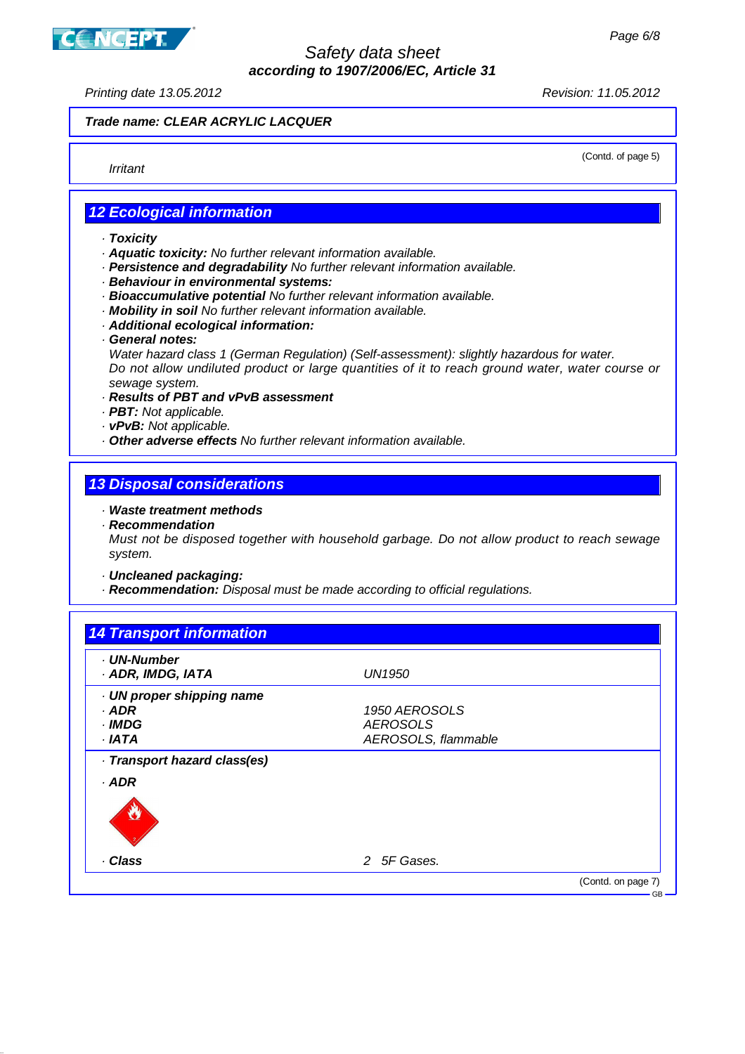**Trade name: CLEAR ACRYLIC LACQUER**

(Contd. of page 5)

*Irritant*

## 12 Ecological information

· **Toxicity**
· **Aquatic toxicity:** No further relevant information available.
· **Persistence and degradability** No further relevant information available.
· **Behaviour in environmental systems:**
· **Bioaccumulative potential** No further relevant information available.
· **Mobility in soil** No further relevant information available.
· **Additional ecological information:**
· **General notes:**
Water hazard class 1 (German Regulation) (Self-assessment): slightly hazardous for water.
Do not allow undiluted product or large quantities of it to reach ground water, water course or sewage system.
· **Results of PBT and vPvB assessment**
· **PBT:** Not applicable.
· **vPvB:** Not applicable.
· **Other adverse effects** No further relevant information available.

## 13 Disposal considerations

· **Waste treatment methods**
· **Recommendation**
Must not be disposed together with household garbage. Do not allow product to reach sewage system.

· **Uncleaned packaging:**
· **Recommendation:** Disposal must be made according to official regulations.

## 14 Transport information

| | |
|---|---|
| · **UN-Number** | |
| · **ADR, IMDG, IATA** | UN1950 |
| · **UN proper shipping name** | |
| · **ADR** | 1950 AEROSOLS |
| · **IMDG** | AEROSOLS |
| · **IATA** | AEROSOLS, flammable |
| · **Transport hazard class(es)** | |
| · **ADR** | |
| · **Class** | 2 5F Gases. |

(Contd. on page 7)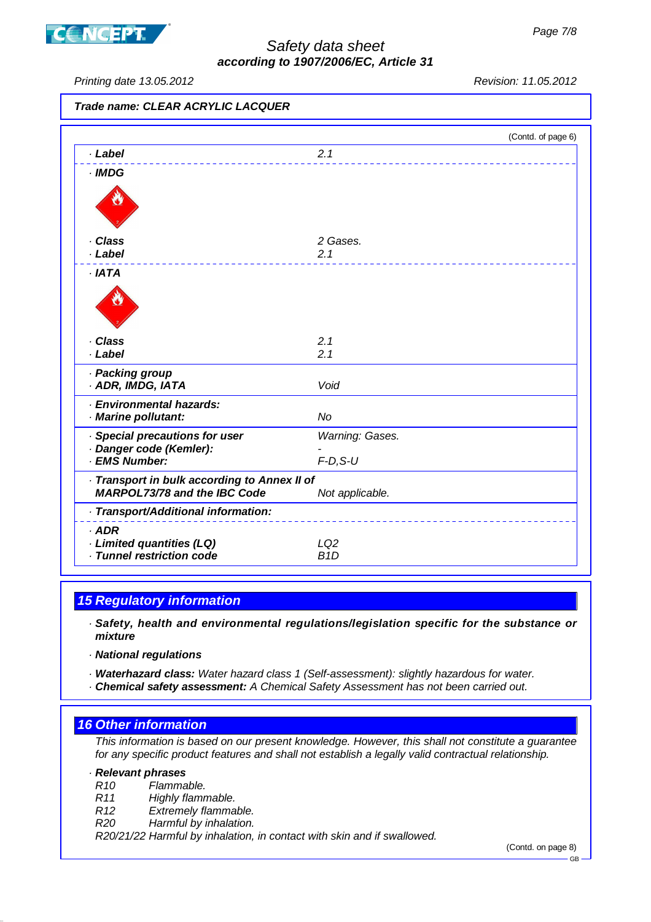**Trade name: CLEAR ACRYLIC LACQUER**

(Contd. of page 6)

| | |
|---|---|
| · **Label** | 2.1 |
| · **IMDG** | |
| · **Class** | 2 Gases. |
| · **Label** | 2.1 |
| · **IATA** | |
| · **Class** | 2.1 |
| · **Label** | 2.1 |
| · **Packing group** · **ADR, IMDG, IATA** | Void |
| · **Environmental hazards:** · **Marine pollutant:** | No |
| · **Special precautions for user** | Warning: Gases. |
| · **Danger code (Kemler):** | - |
| · **EMS Number:** | F-D,S-U |
| · **Transport in bulk according to Annex II of MARPOL73/78 and the IBC Code** | Not applicable. |
| · **Transport/Additional information:** | |
| · **ADR** | |
| · **Limited quantities (LQ)** | LQ2 |
| · **Tunnel restriction code** | B1D |

## 15 Regulatory information

· **Safety, health and environmental regulations/legislation specific for the substance or mixture**

· **National regulations**

· **Waterhazard class:** Water hazard class 1 (Self-assessment): slightly hazardous for water.
· **Chemical safety assessment:** A Chemical Safety Assessment has not been carried out.

## 16 Other information

This information is based on our present knowledge. However, this shall not constitute a guarantee for any specific product features and shall not establish a legally valid contractual relationship.

· **Relevant phrases**

R10 Flammable.
R11 Highly flammable.
R12 Extremely flammable.
R20 Harmful by inhalation.
R20/21/22 Harmful by inhalation, in contact with skin and if swallowed.

(Contd. on page 8)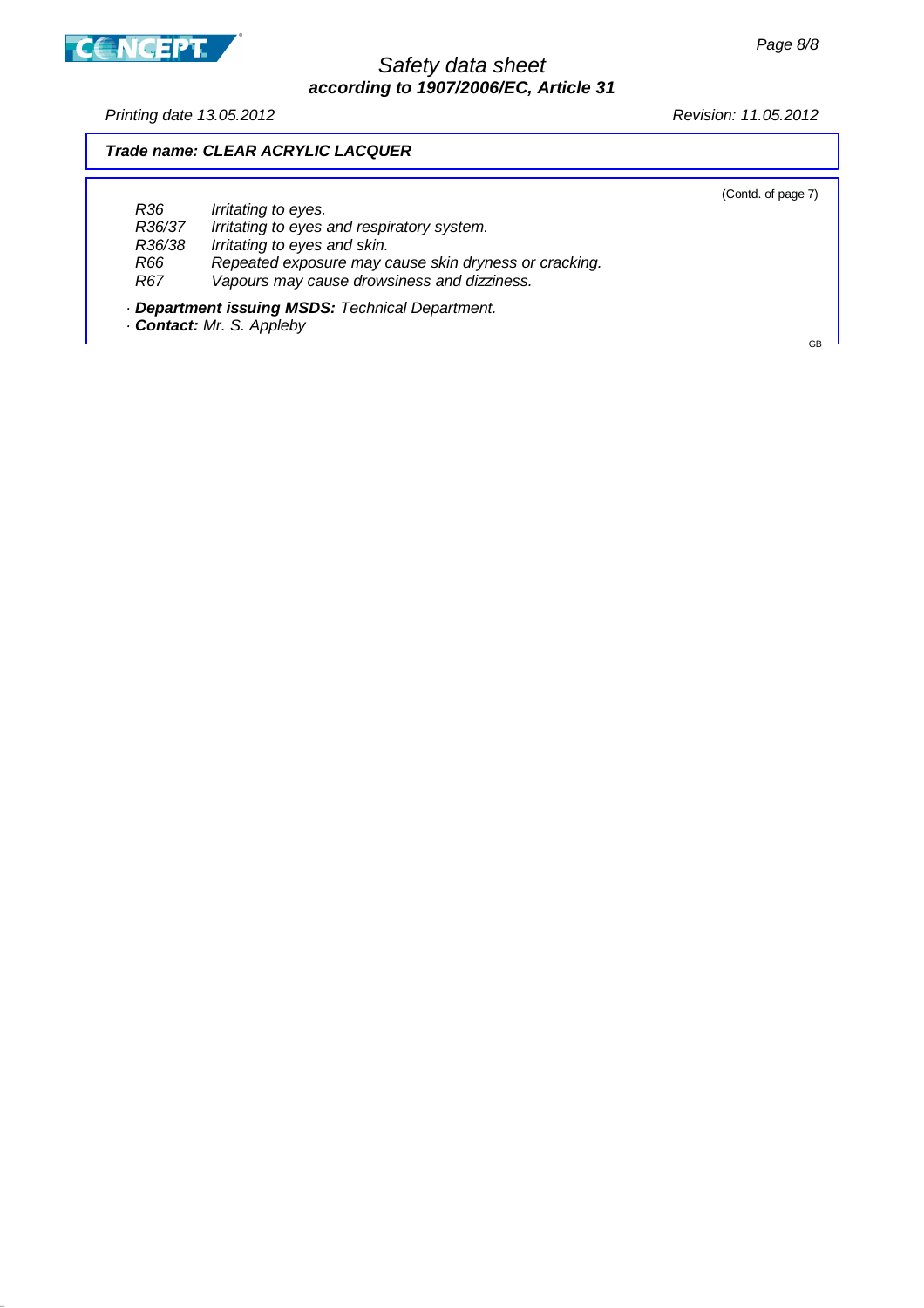**Trade name: CLEAR ACRYLIC LACQUER**

(Contd. of page 7)

| | |
|---|---|
| *R36* | *Irritating to eyes.* |
| *R36/37* | *Irritating to eyes and respiratory system.* |
| *R36/38* | *Irritating to eyes and skin.* |
| *R66* | *Repeated exposure may cause skin dryness or cracking.* |
| *R67* | *Vapours may cause drowsiness and dizziness.* |

· ***Department issuing MSDS:*** *Technical Department.*
· ***Contact:*** *Mr. S. Appleby*

GB